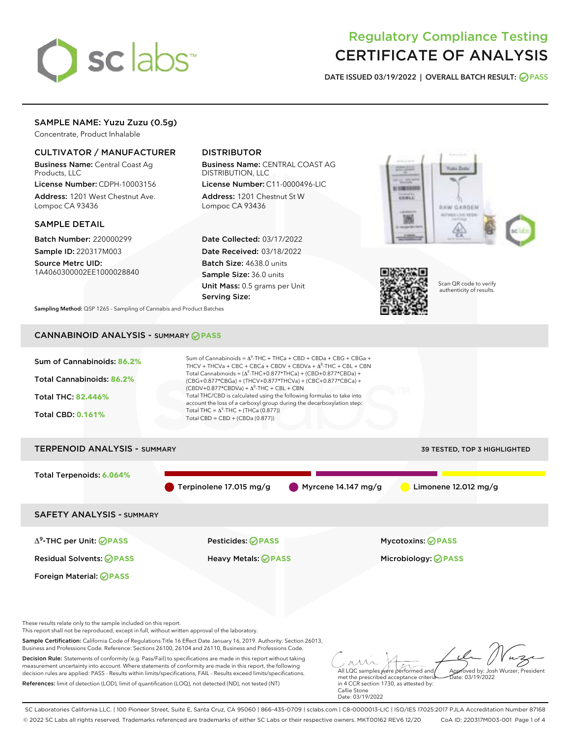# Regulatory Compliance Testing
# CERTIFICATE OF ANALYSIS

**DATE ISSUED** 03/19/2022 | **OVERALL BATCH RESULT:** PASS

## SAMPLE NAME: Yuzu Zuzu (0.5g)

Concentrate, Product Inhalable

### CULTIVATOR / MANUFACTURER

**Business Name:** Central Coast Ag Products, LLC
**License Number:** CDPH-10003156
**Address:** 1201 West Chestnut Ave. Lompoc CA 93436

### DISTRIBUTOR

**Business Name:** CENTRAL COAST AG DISTRIBUTION, LLC
**License Number:** C11-0000496-LIC
**Address:** 1201 Chestnut St W Lompoc CA 93436

### SAMPLE DETAIL

**Batch Number:** 220000299
**Sample ID:** 220317M003
**Source Metrc UID:** 1A4060300002EE1000028840

**Date Collected:** 03/17/2022
**Date Received:** 03/18/2022
**Batch Size:** 4638.0 units
**Sample Size:** 36.0 units
**Unit Mass:** 0.5 grams per Unit
**Serving Size:**

Scan QR code to verify authenticity of results.

**Sampling Method:** QSP 1265 - Sampling of Cannabis and Product Batches

## CANNABINOID ANALYSIS - SUMMARY PASS

**Sum of Cannabinoids:** 86.2%
**Total Cannabinoids:** 86.2%
**Total THC:** 82.446%
**Total CBD:** 0.161%

Sum of Cannabinoids = $\Delta^9$-THC + THCa + CBD + CBDa + CBG + CBGa + THCV + THCVa + CBC + CBCa + CBDV + CBDVa + $\Delta^8$-THC + CBL + CBN
Total Cannabinoids = ($\Delta^9$-THC+0.877*THCa) + (CBD+0.877*CBDa) + (CBG+0.877*CBGa) + (THCV+0.877*THCVa) + (CBC+0.877*CBCa) + (CBDV+0.877*CBDVa) + $\Delta^8$-THC + CBL + CBN
Total THC/CBD is calculated using the following formulas to take into account the loss of a carboxyl group during the decarboxylation step:
Total THC = $\Delta^9$-THC + (THCa (0.877))
Total CBD = CBD + (CBDa (0.877))

## TERPENOID ANALYSIS - SUMMARY

39 TESTED, TOP 3 HIGHLIGHTED

**Total Terpenoids:** 6.064%

Terpinolene 17.015 mg/g | Myrcene 14.147 mg/g | Limonene 12.012 mg/g

## SAFETY ANALYSIS - SUMMARY

$\Delta^9$-THC per Unit: PASS
Pesticides: PASS
Mycotoxins: PASS
Residual Solvents: PASS
Heavy Metals: PASS
Microbiology: PASS
Foreign Material: PASS

These results relate only to the sample included on this report.
This report shall not be reproduced, except in full, without written approval of the laboratory.

**Sample Certification:** California Code of Regulations Title 16 Effect Date January 16, 2019. Authority: Section 26013, Business and Professions Code. Reference: Sections 26100, 26104 and 26110, Business and Professions Code.

**Decision Rule:** Statements of conformity (e.g. Pass/Fail) to specifications are made in this report without taking measurement uncertainty into account. Where statements of conformity are made in this report, the following decision rules are applied: PASS - Results within limits/specifications, FAIL - Results exceed limits/specifications.

**References:** limit of detection (LOD), limit of quantification (LOQ), not detected (ND), not tested (NT)

All LQC samples were performed and met the prescribed acceptance criteria in 4 CCR section 1730, as attested by: Callie Stone Date: 03/19/2022

Approved by: Josh Wurzer, President Date: 03/19/2022

SC Laboratories California LLC. | 100 Pioneer Street, Suite E, Santa Cruz, CA 95060 | 866-435-0709 | sclabs.com | C8-0000013-LIC | ISO/IES 17025:2017 PJLA Accreditation Number 87168
© 2022 SC Labs all rights reserved. Trademarks referenced are trademarks of either SC Labs or their respective owners. MKT00162 REV6 12/20 CoA ID: 220317M003-001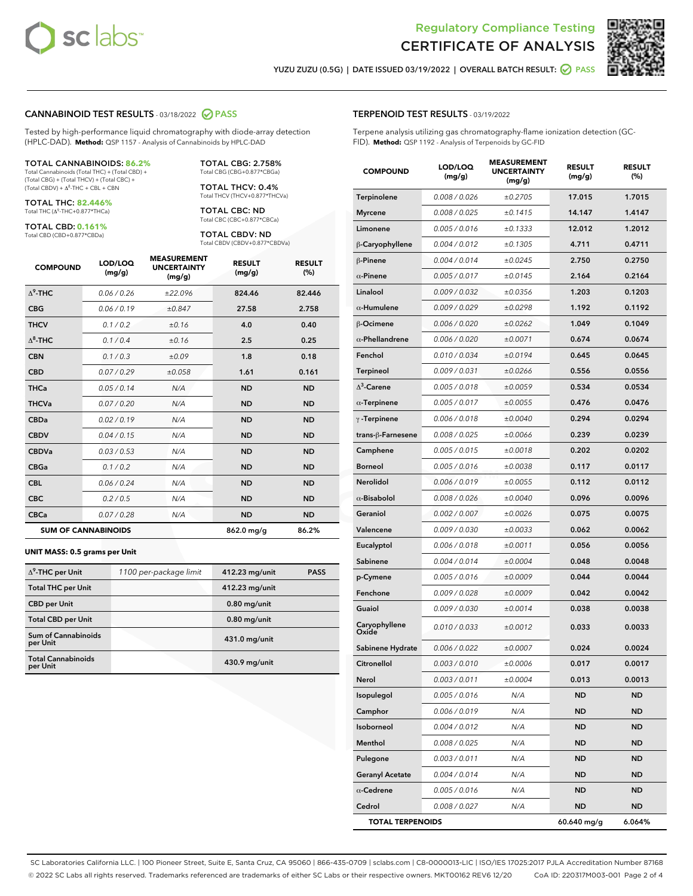Regulatory Compliance Testing

# CERTIFICATE OF ANALYSIS

YUZU ZUZU (0.5G) | DATE ISSUED 03/19/2022 | OVERALL BATCH RESULT: PASS

## CANNABINOID TEST RESULTS - 03/18/2022 PASS

Tested by high-performance liquid chromatography with diode-array detection (HPLC-DAD). **Method:** QSP 1157 - Analysis of Cannabinoids by HPLC-DAD

**TOTAL CANNABINOIDS: 86.2%**
Total Cannabinoids (Total THC) + (Total CBD) + (Total CBG) + (Total THCV) + (Total CBC) + (Total CBDV) + $\Delta^8$-THC + CBL + CBN

**TOTAL THC: 82.446%**
Total THC ($\Delta^9$-THC+0.877*THCa)

**TOTAL CBD: 0.161%**
Total CBD (CBD+0.877*CBDa)

**TOTAL CBG: 2.758%**
Total CBG (CBG+0.877*CBGa)

**TOTAL THCV: 0.4%**
Total THCV (THCV+0.877*THCVa)

**TOTAL CBC: ND**
Total CBC (CBC+0.877*CBCa)

**TOTAL CBDV: ND**
Total CBDV (CBDV+0.877*CBDVa)

| COMPOUND | LOD/LOQ (mg/g) | MEASUREMENT UNCERTAINTY (mg/g) | RESULT (mg/g) | RESULT (%) |
|---|---|---|---|---|
| $\Delta^9$-THC | 0.06 / 0.26 | ±22.096 | 824.46 | 82.446 |
| CBG | 0.06 / 0.19 | ±0.847 | 27.58 | 2.758 |
| THCV | 0.1 / 0.2 | ±0.16 | 4.0 | 0.40 |
| $\Delta^8$-THC | 0.1 / 0.4 | ±0.16 | 2.5 | 0.25 |
| CBN | 0.1 / 0.3 | ±0.09 | 1.8 | 0.18 |
| CBD | 0.07 / 0.29 | ±0.058 | 1.61 | 0.161 |
| THCa | 0.05 / 0.14 | N/A | ND | ND |
| THCVa | 0.07 / 0.20 | N/A | ND | ND |
| CBDa | 0.02 / 0.19 | N/A | ND | ND |
| CBDV | 0.04 / 0.15 | N/A | ND | ND |
| CBDVa | 0.03 / 0.53 | N/A | ND | ND |
| CBGa | 0.1 / 0.2 | N/A | ND | ND |
| CBL | 0.06 / 0.24 | N/A | ND | ND |
| CBC | 0.2 / 0.5 | N/A | ND | ND |
| CBCa | 0.07 / 0.28 | N/A | ND | ND |
| **SUM OF CANNABINOIDS** | | | 862.0 mg/g | 86.2% |

**UNIT MASS: 0.5 grams per Unit**

| | | | |
|---|---|---|---|
| $\Delta^9$-THC per Unit | 1100 per-package limit | 412.23 mg/unit | PASS |
| Total THC per Unit | | 412.23 mg/unit | |
| CBD per Unit | | 0.80 mg/unit | |
| Total CBD per Unit | | 0.80 mg/unit | |
| Sum of Cannabinoids per Unit | | 431.0 mg/unit | |
| Total Cannabinoids per Unit | | 430.9 mg/unit | |

## TERPENOID TEST RESULTS - 03/19/2022

Terpene analysis utilizing gas chromatography-flame ionization detection (GC-FID). **Method:** QSP 1192 - Analysis of Terpenoids by GC-FID

| COMPOUND | LOD/LOQ (mg/g) | MEASUREMENT UNCERTAINTY (mg/g) | RESULT (mg/g) | RESULT (%) |
|---|---|---|---|---|
| Terpinolene | 0.008 / 0.026 | ±0.2705 | 17.015 | 1.7015 |
| Myrcene | 0.008 / 0.025 | ±0.1415 | 14.147 | 1.4147 |
| Limonene | 0.005 / 0.016 | ±0.1333 | 12.012 | 1.2012 |
| β-Caryophyllene | 0.004 / 0.012 | ±0.1305 | 4.711 | 0.4711 |
| β-Pinene | 0.004 / 0.014 | ±0.0245 | 2.750 | 0.2750 |
| α-Pinene | 0.005 / 0.017 | ±0.0145 | 2.164 | 0.2164 |
| Linalool | 0.009 / 0.032 | ±0.0356 | 1.203 | 0.1203 |
| α-Humulene | 0.009 / 0.029 | ±0.0298 | 1.192 | 0.1192 |
| β-Ocimene | 0.006 / 0.020 | ±0.0262 | 1.049 | 0.1049 |
| α-Phellandrene | 0.006 / 0.020 | ±0.0071 | 0.674 | 0.0674 |
| Fenchol | 0.010 / 0.034 | ±0.0194 | 0.645 | 0.0645 |
| Terpineol | 0.009 / 0.031 | ±0.0266 | 0.556 | 0.0556 |
| $\Delta^3$-Carene | 0.005 / 0.018 | ±0.0059 | 0.534 | 0.0534 |
| α-Terpinene | 0.005 / 0.017 | ±0.0055 | 0.476 | 0.0476 |
| γ-Terpinene | 0.006 / 0.018 | ±0.0040 | 0.294 | 0.0294 |
| trans-β-Farnesene | 0.008 / 0.025 | ±0.0066 | 0.239 | 0.0239 |
| Camphene | 0.005 / 0.015 | ±0.0018 | 0.202 | 0.0202 |
| Borneol | 0.005 / 0.016 | ±0.0038 | 0.117 | 0.0117 |
| Nerolidol | 0.006 / 0.019 | ±0.0055 | 0.112 | 0.0112 |
| α-Bisabolol | 0.008 / 0.026 | ±0.0040 | 0.096 | 0.0096 |
| Geraniol | 0.002 / 0.007 | ±0.0026 | 0.075 | 0.0075 |
| Valencene | 0.009 / 0.030 | ±0.0033 | 0.062 | 0.0062 |
| Eucalyptol | 0.006 / 0.018 | ±0.0011 | 0.056 | 0.0056 |
| Sabinene | 0.004 / 0.014 | ±0.0004 | 0.048 | 0.0048 |
| p-Cymene | 0.005 / 0.016 | ±0.0009 | 0.044 | 0.0044 |
| Fenchone | 0.009 / 0.028 | ±0.0009 | 0.042 | 0.0042 |
| Guaiol | 0.009 / 0.030 | ±0.0014 | 0.038 | 0.0038 |
| Caryophyllene Oxide | 0.010 / 0.033 | ±0.0012 | 0.033 | 0.0033 |
| Sabinene Hydrate | 0.006 / 0.022 | ±0.0007 | 0.024 | 0.0024 |
| Citronellol | 0.003 / 0.010 | ±0.0006 | 0.017 | 0.0017 |
| Nerol | 0.003 / 0.011 | ±0.0004 | 0.013 | 0.0013 |
| Isopulegol | 0.005 / 0.016 | N/A | ND | ND |
| Camphor | 0.006 / 0.019 | N/A | ND | ND |
| Isoborneol | 0.004 / 0.012 | N/A | ND | ND |
| Menthol | 0.008 / 0.025 | N/A | ND | ND |
| Pulegone | 0.003 / 0.011 | N/A | ND | ND |
| Geranyl Acetate | 0.004 / 0.014 | N/A | ND | ND |
| α-Cedrene | 0.005 / 0.016 | N/A | ND | ND |
| Cedrol | 0.008 / 0.027 | N/A | ND | ND |
| **TOTAL TERPENOIDS** | | | 60.640 mg/g | 6.064% |

SC Laboratories California LLC. | 100 Pioneer Street, Suite E, Santa Cruz, CA 95060 | 866-435-0709 | sclabs.com | C8-0000013-LIC | ISO/IES 17025:2017 PJLA Accreditation Number 87168
© 2022 SC Labs all rights reserved. Trademarks referenced are trademarks of either SC Labs or their respective owners. MKT00162 REV6 12/20 CoA ID: 220317M003-001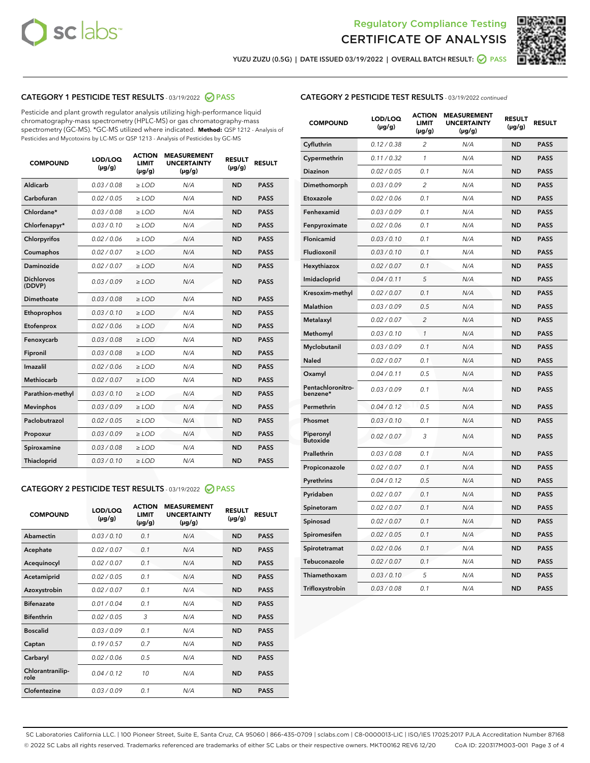Regulatory Compliance Testing
# CERTIFICATE OF ANALYSIS

YUZU ZUZU (0.5G) | DATE ISSUED 03/19/2022 | OVERALL BATCH RESULT: PASS

## CATEGORY 1 PESTICIDE TEST RESULTS - 03/19/2022 PASS

Pesticide and plant growth regulator analysis utilizing high-performance liquid chromatography-mass spectrometry (HPLC-MS) or gas chromatography-mass spectrometry (GC-MS). *GC-MS utilized where indicated. **Method:** QSP 1212 - Analysis of Pesticides and Mycotoxins by LC-MS or QSP 1213 - Analysis of Pesticides by GC-MS

| COMPOUND | LOD/LOQ (µg/g) | ACTION LIMIT (µg/g) | MEASUREMENT UNCERTAINTY (µg/g) | RESULT (µg/g) | RESULT |
|---|---|---|---|---|---|
| Aldicarb | 0.03 / 0.08 | ≥ LOD | N/A | ND | PASS |
| Carbofuran | 0.02 / 0.05 | ≥ LOD | N/A | ND | PASS |
| Chlordane* | 0.03 / 0.08 | ≥ LOD | N/A | ND | PASS |
| Chlorfenapyr* | 0.03 / 0.10 | ≥ LOD | N/A | ND | PASS |
| Chlorpyrifos | 0.02 / 0.06 | ≥ LOD | N/A | ND | PASS |
| Coumaphos | 0.02 / 0.07 | ≥ LOD | N/A | ND | PASS |
| Daminozide | 0.02 / 0.07 | ≥ LOD | N/A | ND | PASS |
| Dichlorvos (DDVP) | 0.03 / 0.09 | ≥ LOD | N/A | ND | PASS |
| Dimethoate | 0.03 / 0.08 | ≥ LOD | N/A | ND | PASS |
| Ethoprophos | 0.03 / 0.10 | ≥ LOD | N/A | ND | PASS |
| Etofenprox | 0.02 / 0.06 | ≥ LOD | N/A | ND | PASS |
| Fenoxycarb | 0.03 / 0.08 | ≥ LOD | N/A | ND | PASS |
| Fipronil | 0.03 / 0.08 | ≥ LOD | N/A | ND | PASS |
| Imazalil | 0.02 / 0.06 | ≥ LOD | N/A | ND | PASS |
| Methiocarb | 0.02 / 0.07 | ≥ LOD | N/A | ND | PASS |
| Parathion-methyl | 0.03 / 0.10 | ≥ LOD | N/A | ND | PASS |
| Mevinphos | 0.03 / 0.09 | ≥ LOD | N/A | ND | PASS |
| Paclobutrazol | 0.02 / 0.05 | ≥ LOD | N/A | ND | PASS |
| Propoxur | 0.03 / 0.09 | ≥ LOD | N/A | ND | PASS |
| Spiroxamine | 0.03 / 0.08 | ≥ LOD | N/A | ND | PASS |
| Thiacloprid | 0.03 / 0.10 | ≥ LOD | N/A | ND | PASS |

## CATEGORY 2 PESTICIDE TEST RESULTS - 03/19/2022 PASS

| COMPOUND | LOD/LOQ (µg/g) | ACTION LIMIT (µg/g) | MEASUREMENT UNCERTAINTY (µg/g) | RESULT (µg/g) | RESULT |
|---|---|---|---|---|---|
| Abamectin | 0.03 / 0.10 | 0.1 | N/A | ND | PASS |
| Acephate | 0.02 / 0.07 | 0.1 | N/A | ND | PASS |
| Acequinocyl | 0.02 / 0.07 | 0.1 | N/A | ND | PASS |
| Acetamiprid | 0.02 / 0.05 | 0.1 | N/A | ND | PASS |
| Azoxystrobin | 0.02 / 0.07 | 0.1 | N/A | ND | PASS |
| Bifenazate | 0.01 / 0.04 | 0.1 | N/A | ND | PASS |
| Bifenthrin | 0.02 / 0.05 | 3 | N/A | ND | PASS |
| Boscalid | 0.03 / 0.09 | 0.1 | N/A | ND | PASS |
| Captan | 0.19 / 0.57 | 0.7 | N/A | ND | PASS |
| Carbaryl | 0.02 / 0.06 | 0.5 | N/A | ND | PASS |
| Chlorantraniliprole | 0.04 / 0.12 | 10 | N/A | ND | PASS |
| Clofentezine | 0.03 / 0.09 | 0.1 | N/A | ND | PASS |
| Cyfluthrin | 0.12 / 0.38 | 2 | N/A | ND | PASS |
| Cypermethrin | 0.11 / 0.32 | 1 | N/A | ND | PASS |
| Diazinon | 0.02 / 0.05 | 0.1 | N/A | ND | PASS |
| Dimethomorph | 0.03 / 0.09 | 2 | N/A | ND | PASS |
| Etoxazole | 0.02 / 0.06 | 0.1 | N/A | ND | PASS |
| Fenhexamid | 0.03 / 0.09 | 0.1 | N/A | ND | PASS |
| Fenpyroximate | 0.02 / 0.06 | 0.1 | N/A | ND | PASS |
| Flonicamid | 0.03 / 0.10 | 0.1 | N/A | ND | PASS |
| Fludioxonil | 0.03 / 0.10 | 0.1 | N/A | ND | PASS |
| Hexythiazox | 0.02 / 0.07 | 0.1 | N/A | ND | PASS |
| Imidacloprid | 0.04 / 0.11 | 5 | N/A | ND | PASS |
| Kresoxim-methyl | 0.02 / 0.07 | 0.1 | N/A | ND | PASS |
| Malathion | 0.03 / 0.09 | 0.5 | N/A | ND | PASS |
| Metalaxyl | 0.02 / 0.07 | 2 | N/A | ND | PASS |
| Methomyl | 0.03 / 0.10 | 1 | N/A | ND | PASS |
| Myclobutanil | 0.03 / 0.09 | 0.1 | N/A | ND | PASS |
| Naled | 0.02 / 0.07 | 0.1 | N/A | ND | PASS |
| Oxamyl | 0.04 / 0.11 | 0.5 | N/A | ND | PASS |
| Pentachloronitrobenzene* | 0.03 / 0.09 | 0.1 | N/A | ND | PASS |
| Permethrin | 0.04 / 0.12 | 0.5 | N/A | ND | PASS |
| Phosmet | 0.03 / 0.10 | 0.1 | N/A | ND | PASS |
| Piperonyl Butoxide | 0.02 / 0.07 | 3 | N/A | ND | PASS |
| Prallethrin | 0.03 / 0.08 | 0.1 | N/A | ND | PASS |
| Propiconazole | 0.02 / 0.07 | 0.1 | N/A | ND | PASS |
| Pyrethrins | 0.04 / 0.12 | 0.5 | N/A | ND | PASS |
| Pyridaben | 0.02 / 0.07 | 0.1 | N/A | ND | PASS |
| Spinetoram | 0.02 / 0.07 | 0.1 | N/A | ND | PASS |
| Spinosad | 0.02 / 0.07 | 0.1 | N/A | ND | PASS |
| Spiromesifen | 0.02 / 0.05 | 0.1 | N/A | ND | PASS |
| Spirotetramat | 0.02 / 0.06 | 0.1 | N/A | ND | PASS |
| Tebuconazole | 0.02 / 0.07 | 0.1 | N/A | ND | PASS |
| Thiamethoxam | 0.03 / 0.10 | 5 | N/A | ND | PASS |
| Trifloxystrobin | 0.03 / 0.08 | 0.1 | N/A | ND | PASS |

SC Laboratories California LLC. | 100 Pioneer Street, Suite E, Santa Cruz, CA 95060 | 866-435-0709 | sclabs.com | C8-0000013-LIC | ISO/IES 17025:2017 PJLA Accreditation Number 87168
© 2022 SC Labs all rights reserved. Trademarks referenced are trademarks of either SC Labs or their respective owners. MKT00162 REV6 12/20 CoA ID: 220317M003-001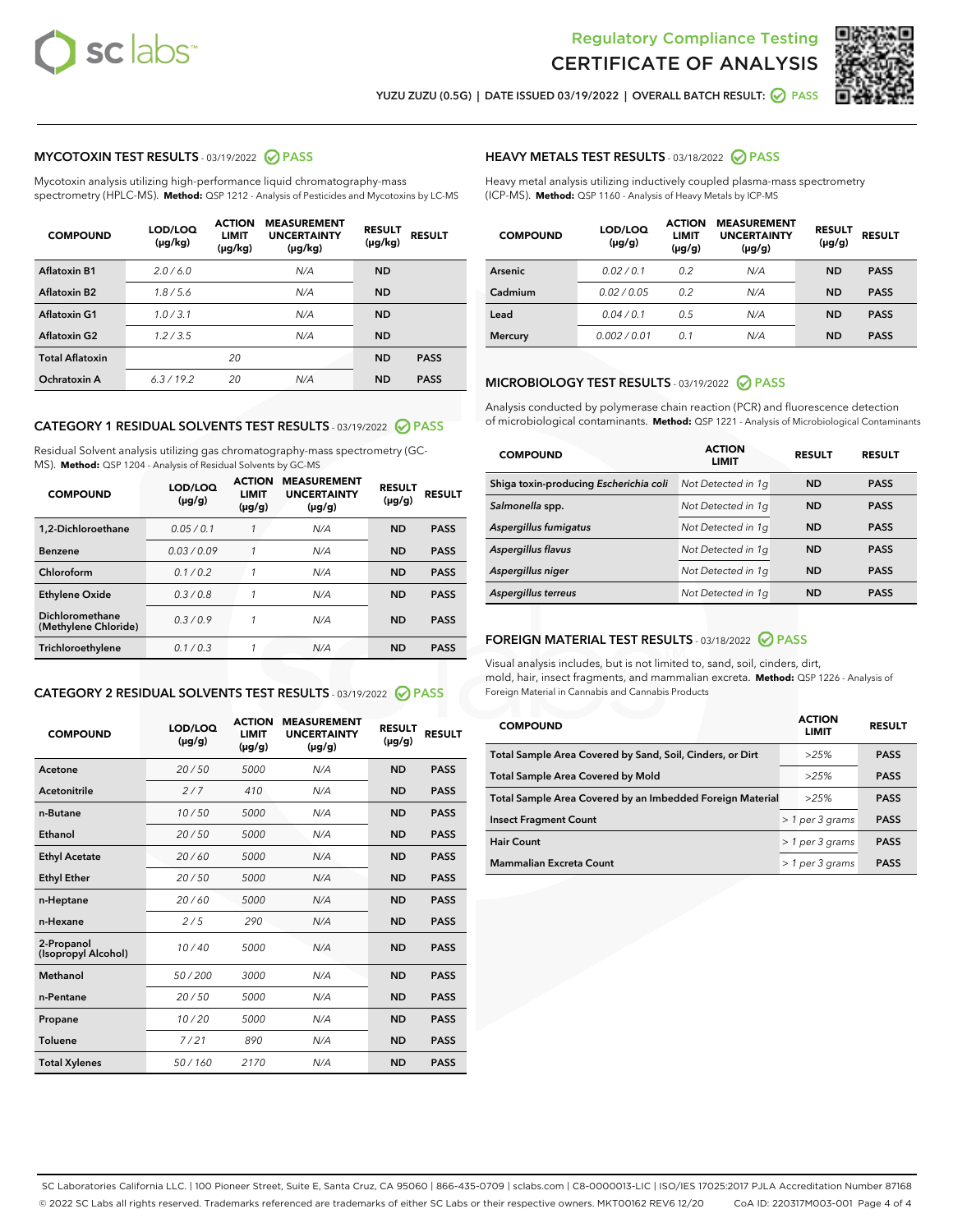Regulatory Compliance Testing

# CERTIFICATE OF ANALYSIS

YUZU ZUZU (0.5G) | DATE ISSUED 03/19/2022 | OVERALL BATCH RESULT: PASS

## MYCOTOXIN TEST RESULTS - 03/19/2022 PASS

Mycotoxin analysis utilizing high-performance liquid chromatography-mass spectrometry (HPLC-MS). **Method:** QSP 1212 - Analysis of Pesticides and Mycotoxins by LC-MS

| COMPOUND | LOD/LOQ (µg/kg) | ACTION LIMIT (µg/kg) | MEASUREMENT UNCERTAINTY (µg/kg) | RESULT (µg/kg) | RESULT |
|---|---|---|---|---|---|
| Aflatoxin B1 | 2.0 / 6.0 | | N/A | ND | |
| Aflatoxin B2 | 1.8 / 5.6 | | N/A | ND | |
| Aflatoxin G1 | 1.0 / 3.1 | | N/A | ND | |
| Aflatoxin G2 | 1.2 / 3.5 | | N/A | ND | |
| Total Aflatoxin | | 20 | | ND | PASS |
| Ochratoxin A | 6.3 / 19.2 | 20 | N/A | ND | PASS |

## CATEGORY 1 RESIDUAL SOLVENTS TEST RESULTS - 03/19/2022 PASS

Residual Solvent analysis utilizing gas chromatography-mass spectrometry (GC-MS). **Method:** QSP 1204 - Analysis of Residual Solvents by GC-MS

| COMPOUND | LOD/LOQ (µg/g) | ACTION LIMIT (µg/g) | MEASUREMENT UNCERTAINTY (µg/g) | RESULT (µg/g) | RESULT |
|---|---|---|---|---|---|
| 1,2-Dichloroethane | 0.05 / 0.1 | 1 | N/A | ND | PASS |
| Benzene | 0.03 / 0.09 | 1 | N/A | ND | PASS |
| Chloroform | 0.1 / 0.2 | 1 | N/A | ND | PASS |
| Ethylene Oxide | 0.3 / 0.8 | 1 | N/A | ND | PASS |
| Dichloromethane (Methylene Chloride) | 0.3 / 0.9 | 1 | N/A | ND | PASS |
| Trichloroethylene | 0.1 / 0.3 | 1 | N/A | ND | PASS |

## CATEGORY 2 RESIDUAL SOLVENTS TEST RESULTS - 03/19/2022 PASS

| COMPOUND | LOD/LOQ (µg/g) | ACTION LIMIT (µg/g) | MEASUREMENT UNCERTAINTY (µg/g) | RESULT (µg/g) | RESULT |
|---|---|---|---|---|---|
| Acetone | 20 / 50 | 5000 | N/A | ND | PASS |
| Acetonitrile | 2 / 7 | 410 | N/A | ND | PASS |
| n-Butane | 10 / 50 | 5000 | N/A | ND | PASS |
| Ethanol | 20 / 50 | 5000 | N/A | ND | PASS |
| Ethyl Acetate | 20 / 60 | 5000 | N/A | ND | PASS |
| Ethyl Ether | 20 / 50 | 5000 | N/A | ND | PASS |
| n-Heptane | 20 / 60 | 5000 | N/A | ND | PASS |
| n-Hexane | 2 / 5 | 290 | N/A | ND | PASS |
| 2-Propanol (Isopropyl Alcohol) | 10 / 40 | 5000 | N/A | ND | PASS |
| Methanol | 50 / 200 | 3000 | N/A | ND | PASS |
| n-Pentane | 20 / 50 | 5000 | N/A | ND | PASS |
| Propane | 10 / 20 | 5000 | N/A | ND | PASS |
| Toluene | 7 / 21 | 890 | N/A | ND | PASS |
| Total Xylenes | 50 / 160 | 2170 | N/A | ND | PASS |

## HEAVY METALS TEST RESULTS - 03/18/2022 PASS

Heavy metal analysis utilizing inductively coupled plasma-mass spectrometry (ICP-MS). **Method:** QSP 1160 - Analysis of Heavy Metals by ICP-MS

| COMPOUND | LOD/LOQ (µg/g) | ACTION LIMIT (µg/g) | MEASUREMENT UNCERTAINTY (µg/g) | RESULT (µg/g) | RESULT |
|---|---|---|---|---|---|
| Arsenic | 0.02 / 0.1 | 0.2 | N/A | ND | PASS |
| Cadmium | 0.02 / 0.05 | 0.2 | N/A | ND | PASS |
| Lead | 0.04 / 0.1 | 0.5 | N/A | ND | PASS |
| Mercury | 0.002 / 0.01 | 0.1 | N/A | ND | PASS |

## MICROBIOLOGY TEST RESULTS - 03/19/2022 PASS

Analysis conducted by polymerase chain reaction (PCR) and fluorescence detection of microbiological contaminants. **Method:** QSP 1221 - Analysis of Microbiological Contaminants

| COMPOUND | ACTION LIMIT | RESULT | RESULT |
|---|---|---|---|
| *Shiga toxin-producing Escherichia coli* | Not Detected in 1g | ND | PASS |
| *Salmonella* spp. | Not Detected in 1g | ND | PASS |
| *Aspergillus fumigatus* | Not Detected in 1g | ND | PASS |
| *Aspergillus flavus* | Not Detected in 1g | ND | PASS |
| *Aspergillus niger* | Not Detected in 1g | ND | PASS |
| *Aspergillus terreus* | Not Detected in 1g | ND | PASS |

## FOREIGN MATERIAL TEST RESULTS - 03/18/2022 PASS

Visual analysis includes, but is not limited to, sand, soil, cinders, dirt, mold, hair, insect fragments, and mammalian excreta. **Method:** QSP 1226 - Analysis of Foreign Material in Cannabis and Cannabis Products

| COMPOUND | ACTION LIMIT | RESULT |
|---|---|---|
| Total Sample Area Covered by Sand, Soil, Cinders, or Dirt | >25% | PASS |
| Total Sample Area Covered by Mold | >25% | PASS |
| Total Sample Area Covered by an Imbedded Foreign Material | >25% | PASS |
| Insect Fragment Count | > 1 per 3 grams | PASS |
| Hair Count | > 1 per 3 grams | PASS |
| Mammalian Excreta Count | > 1 per 3 grams | PASS |

SC Laboratories California LLC. | 100 Pioneer Street, Suite E, Santa Cruz, CA 95060 | 866-435-0709 | sclabs.com | C8-0000013-LIC | ISO/IES 17025:2017 PJLA Accreditation Number 87168
© 2022 SC Labs all rights reserved. Trademarks referenced are trademarks of either SC Labs or their respective owners. MKT00162 REV6 12/20 CoA ID: 220317M003-001